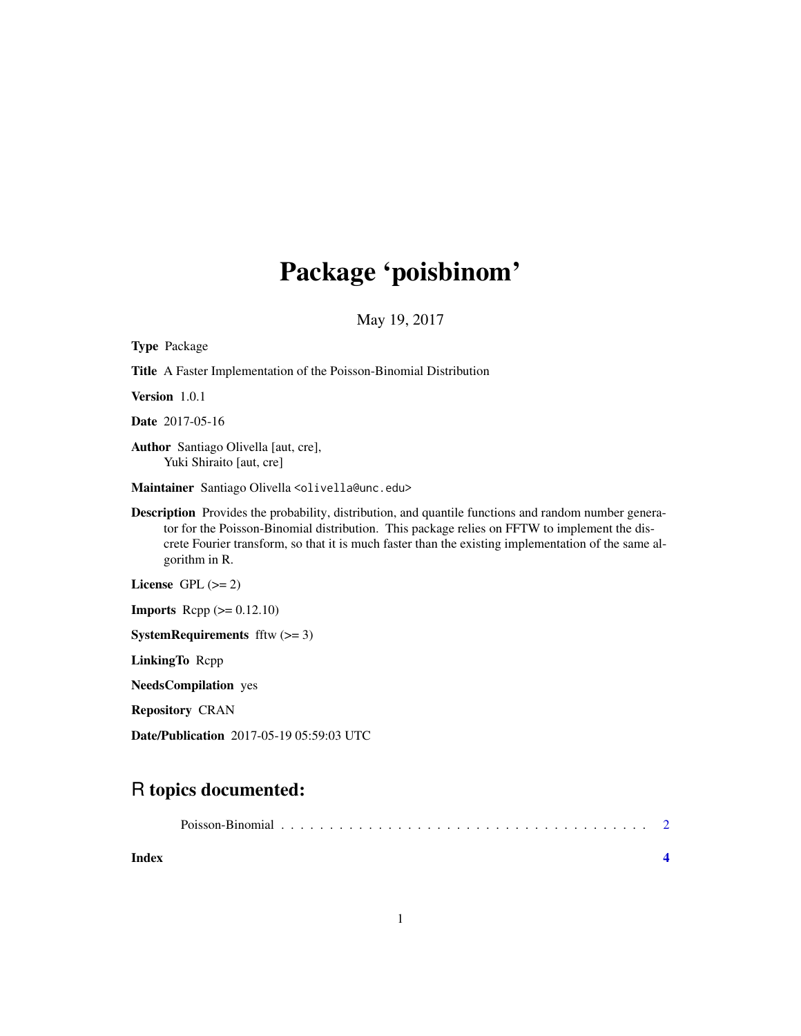# Package 'poisbinom'

May 19, 2017

**Type** Package

**Title** A Faster Implementation of the Poisson-Binomial Distribution

**Version** 1.0.1

**Date** 2017-05-16

**Author** Santiago Olivella [aut, cre],
Yuki Shiraito [aut, cre]

**Maintainer** Santiago Olivella <olivella@unc.edu>

**Description** Provides the probability, distribution, and quantile functions and random number generator for the Poisson-Binomial distribution. This package relies on FFTW to implement the discrete Fourier transform, so that it is much faster than the existing implementation of the same algorithm in R.

**License** GPL (>= 2)

**Imports** Rcpp (>= 0.12.10)

**SystemRequirements** fftw (>= 3)

**LinkingTo** Rcpp

**NeedsCompilation** yes

**Repository** CRAN

**Date/Publication** 2017-05-19 05:59:03 UTC

## R topics documented:

Poisson-Binomial . . . . . . . . . . . . . . . . . . . . . . . . . . . . . . . . . . . . . . 2

**Index** **4**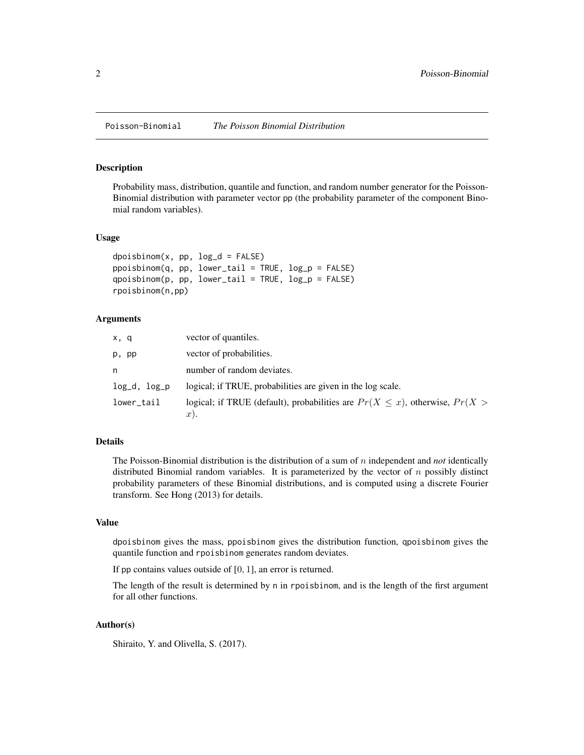Poisson-Binomial *The Poisson Binomial Distribution*

## Description

Probability mass, distribution, quantile and function, and random number generator for the Poisson-Binomial distribution with parameter vector pp (the probability parameter of the component Binomial random variables).

## Usage

```
dpoisbinom(x, pp, log_d = FALSE)
ppoisbinom(q, pp, lower_tail = TRUE, log_p = FALSE)
qpoisbinom(p, pp, lower_tail = TRUE, log_p = FALSE)
rpoisbinom(n,pp)
```

## Arguments

| | |
|---|---|
| x, q | vector of quantiles. |
| p, pp | vector of probabilities. |
| n | number of random deviates. |
| log_d, log_p | logical; if TRUE, probabilities are given in the log scale. |
| lower_tail | logical; if TRUE (default), probabilities are $Pr(X \leq x)$, otherwise, $Pr(X > x)$. |

## Details

The Poisson-Binomial distribution is the distribution of a sum of $n$ independent and *not* identically distributed Binomial random variables. It is parameterized by the vector of $n$ possibly distinct probability parameters of these Binomial distributions, and is computed using a discrete Fourier transform. See Hong (2013) for details.

## Value

dpoisbinom gives the mass, ppoisbinom gives the distribution function, qpoisbinom gives the quantile function and rpoisbinom generates random deviates.

If pp contains values outside of $[0, 1]$, an error is returned.

The length of the result is determined by n in rpoisbinom, and is the length of the first argument for all other functions.

## Author(s)

Shiraito, Y. and Olivella, S. (2017).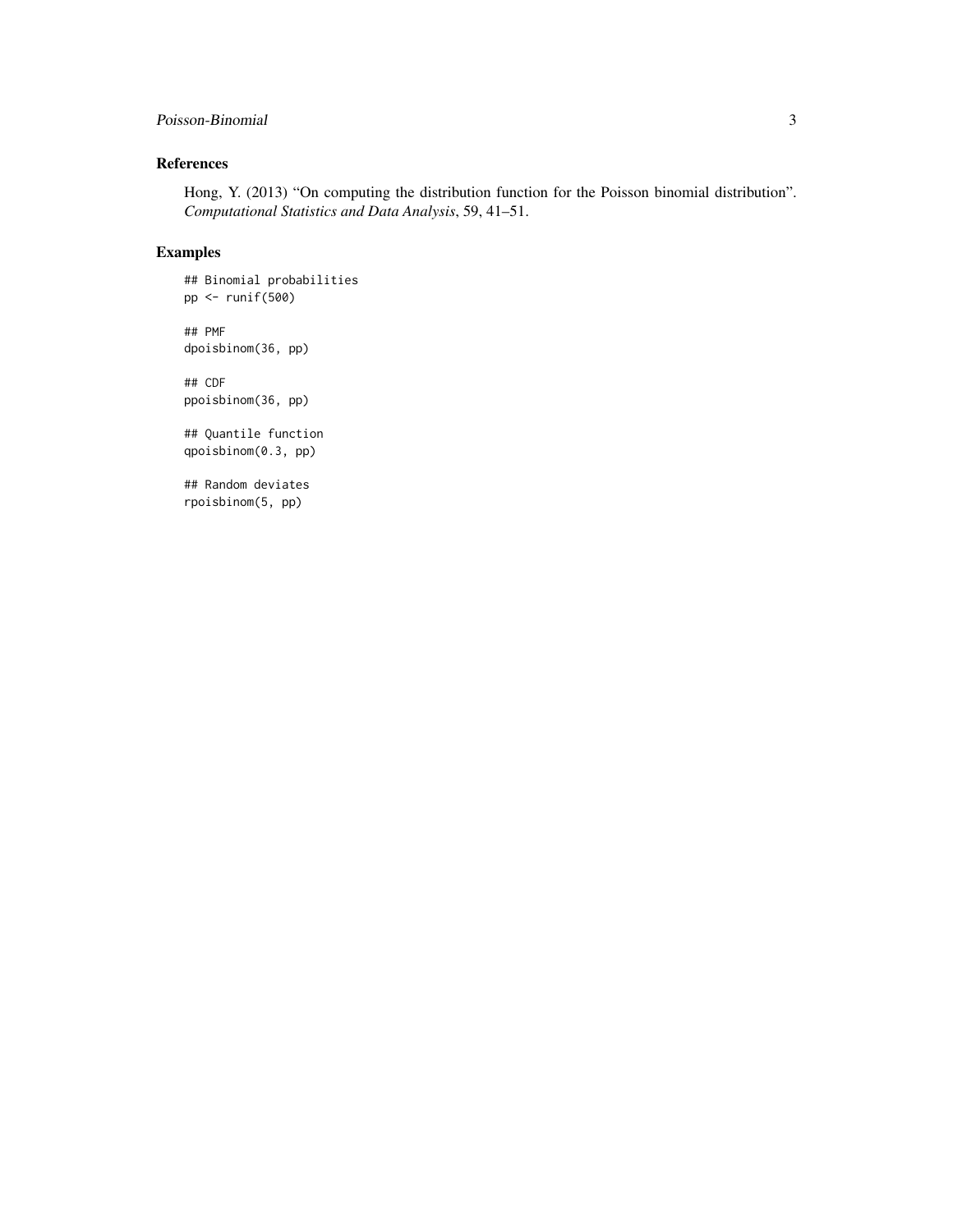## References

Hong, Y. (2013) "On computing the distribution function for the Poisson binomial distribution". *Computational Statistics and Data Analysis*, 59, 41–51.

## Examples

```
## Binomial probabilities
pp <- runif(500)

## PMF
dpoisbinom(36, pp)

## CDF
ppoisbinom(36, pp)

## Quantile function
qpoisbinom(0.3, pp)

## Random deviates
rpoisbinom(5, pp)
```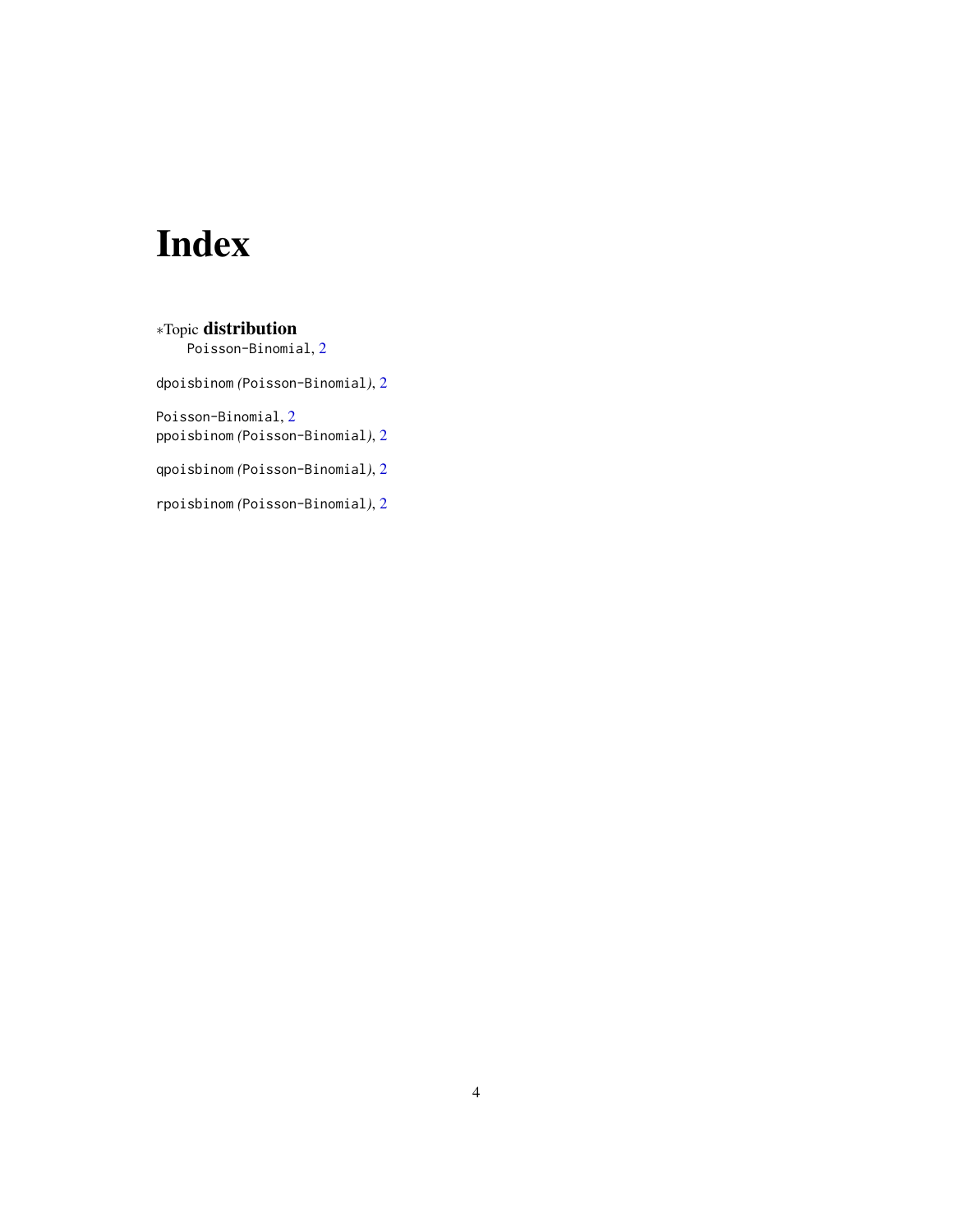# Index

*Topic **distribution**
    Poisson-Binomial, 2

dpoisbinom *(*Poisson-Binomial*)*, 2

Poisson-Binomial, 2
ppoisbinom *(*Poisson-Binomial*)*, 2

qpoisbinom *(*Poisson-Binomial*)*, 2

rpoisbinom *(*Poisson-Binomial*)*, 2